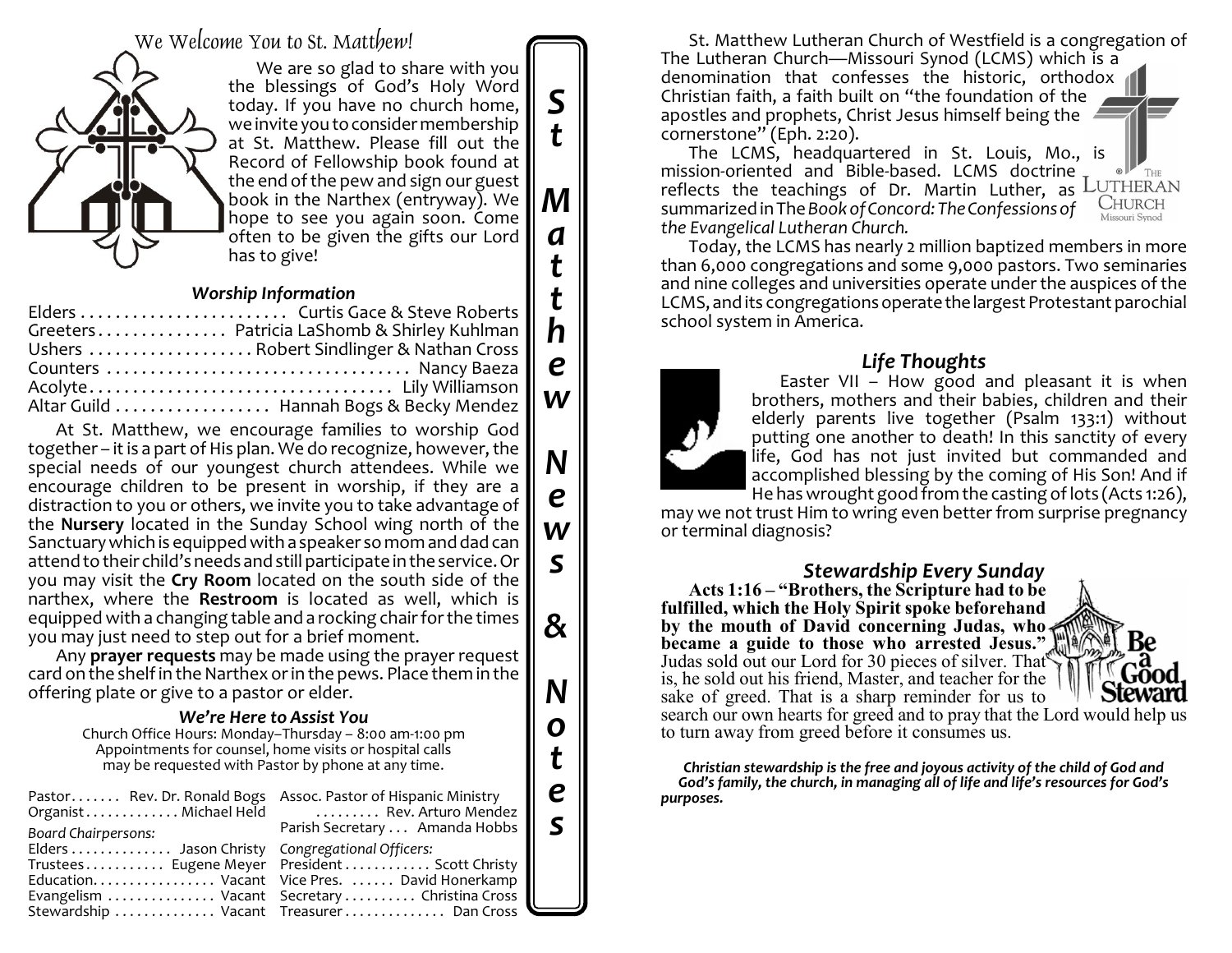# We Welcome You to St. Matthew!

We are so glad to share with you the blessings of God's Holy Word today. If you have no church home, we invite you to consider membership at St. Matthew. Please fill out the Record of Fellowship book found at the end of the pew and sign our guest book in the Narthex (entryway). We hope to see you again soon. Come often to be given the gifts our Lord has to give!

### *Worship Information*

| | |
|---|---|
| Elders | Curtis Gace & Steve Roberts |
| Greeters | Patricia LaShomb & Shirley Kuhlman |
| Ushers | Robert Sindlinger & Nathan Cross |
| Counters | Nancy Baeza |
| Acolyte | Lily Williamson |
| Altar Guild | Hannah Bogs & Becky Mendez |

At St. Matthew, we encourage families to worship God together – it is a part of His plan. We do recognize, however, the special needs of our youngest church attendees. While we encourage children to be present in worship, if they are a distraction to you or others, we invite you to take advantage of the **Nursery** located in the Sunday School wing north of the Sanctuary which is equipped with a speaker so mom and dad can attend to their child's needs and still participate in the service. Or you may visit the **Cry Room** located on the south side of the narthex, where the **Restroom** is located as well, which is equipped with a changing table and a rocking chair for the times you may just need to step out for a brief moment.

Any **prayer requests** may be made using the prayer request card on the shelf in the Narthex or in the pews. Place them in the offering plate or give to a pastor or elder.

### *We're Here to Assist You*

Church Office Hours: Monday–Thursday – 8:00 am-1:00 pm
Appointments for counsel, home visits or hospital calls may be requested with Pastor by phone at any time.

| | |
|---|---|
| Pastor | Rev. Dr. Ronald Bogs |
| Organist | Michael Held |
| Assoc. Pastor of Hispanic Ministry | Rev. Arturo Mendez |
| Parish Secretary | Amanda Hobbs |

*Board Chairpersons:*

| | |
|---|---|
| Elders | Jason Christy |
| Trustees | Eugene Meyer |
| Education | Vacant |
| Evangelism | Vacant |
| Stewardship | Vacant |

*Congregational Officers:*

| | |
|---|---|
| President | Scott Christy |
| Vice Pres. | David Honerkamp |
| Secretary | Christina Cross |
| Treasurer | Dan Cross |

# St Matthew News & Notes

St. Matthew Lutheran Church of Westfield is a congregation of The Lutheran Church—Missouri Synod (LCMS) which is a denomination that confesses the historic, orthodox Christian faith, a faith built on "the foundation of the apostles and prophets, Christ Jesus himself being the cornerstone" (Eph. 2:20).

The LCMS, headquartered in St. Louis, Mo., is mission-oriented and Bible-based. LCMS doctrine reflects the teachings of Dr. Martin Luther, as summarized in The *Book of Concord: The Confessions of the Evangelical Lutheran Church.*

Today, the LCMS has nearly 2 million baptized members in more than 6,000 congregations and some 9,000 pastors. Two seminaries and nine colleges and universities operate under the auspices of the LCMS, and its congregations operate the largest Protestant parochial school system in America.

## *Life Thoughts*

Easter VII – How good and pleasant it is when brothers, mothers and their babies, children and their elderly parents live together (Psalm 133:1) without putting one another to death! In this sanctity of every life, God has not just invited but commanded and accomplished blessing by the coming of His Son! And if He has wrought good from the casting of lots (Acts 1:26), may we not trust Him to wring even better from surprise pregnancy or terminal diagnosis?

## *Stewardship Every Sunday*

**Acts 1:16 – "Brothers, the Scripture had to be fulfilled, which the Holy Spirit spoke beforehand by the mouth of David concerning Judas, who became a guide to those who arrested Jesus."** Judas sold out our Lord for 30 pieces of silver. That is, he sold out his friend, Master, and teacher for the sake of greed. That is a sharp reminder for us to search our own hearts for greed and to pray that the Lord would help us to turn away from greed before it consumes us.

***Christian stewardship is the free and joyous activity of the child of God and God's family, the church, in managing all of life and life's resources for God's purposes.***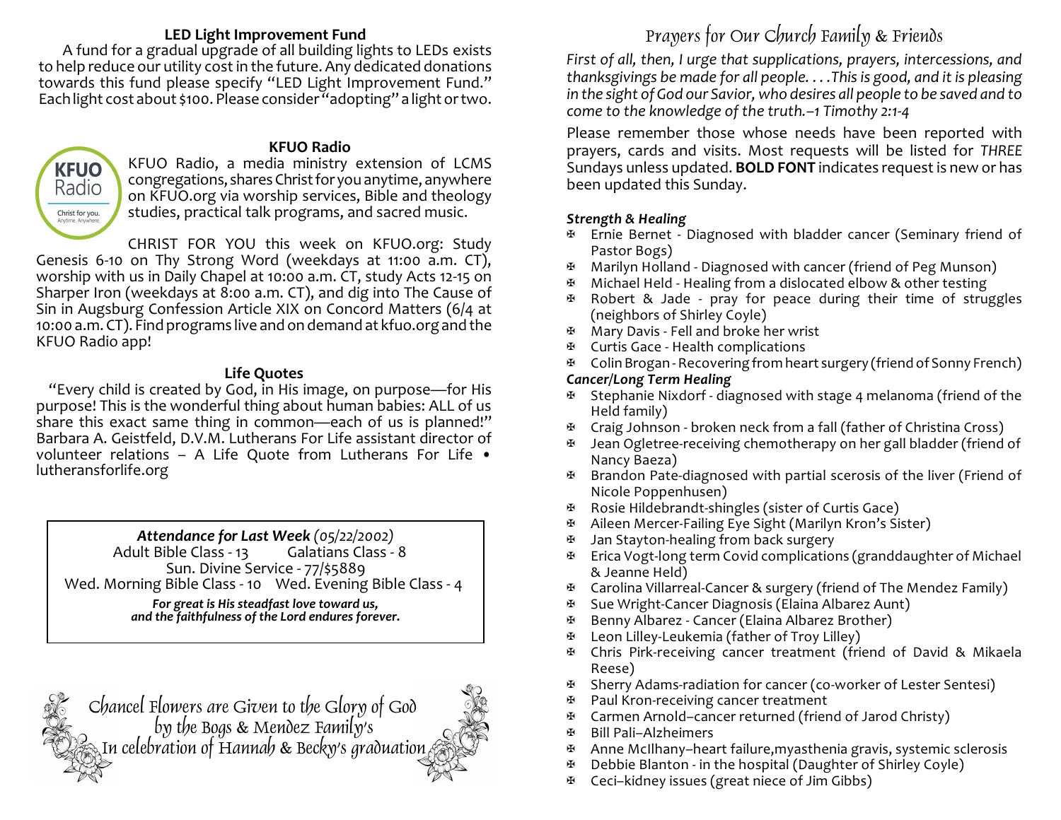## LED Light Improvement Fund

A fund for a gradual upgrade of all building lights to LEDs exists to help reduce our utility cost in the future. Any dedicated donations towards this fund please specify "LED Light Improvement Fund." Each light cost about $100. Please consider "adopting" a light or two.

## KFUO Radio

KFUO Radio, a media ministry extension of LCMS congregations, shares Christ for you anytime, anywhere on KFUO.org via worship services, Bible and theology studies, practical talk programs, and sacred music.

CHRIST FOR YOU this week on KFUO.org: Study Genesis 6-10 on Thy Strong Word (weekdays at 11:00 a.m. CT), worship with us in Daily Chapel at 10:00 a.m. CT, study Acts 12-15 on Sharper Iron (weekdays at 8:00 a.m. CT), and dig into The Cause of Sin in Augsburg Confession Article XIX on Concord Matters (6/4 at 10:00 a.m. CT). Find programs live and on demand at kfuo.org and the KFUO Radio app!

## Life Quotes

"Every child is created by God, in His image, on purpose—for His purpose! This is the wonderful thing about human babies: ALL of us share this exact same thing in common—each of us is planned!" Barbara A. Geistfeld, D.V.M. Lutherans For Life assistant director of volunteer relations – A Life Quote from Lutherans For Life • lutheransforlife.org

***Attendance for Last Week** (05/22/2002)*

Adult Bible Class - 13 Galatians Class - 8
Sun. Divine Service - 77/$5889
Wed. Morning Bible Class - 10 Wed. Evening Bible Class - 4

***For great is His steadfast love toward us, and the faithfulness of the Lord endures forever.***

Chancel Flowers are Given to the Glory of God
by the Bogs & Mendez Family's
In celebration of Hannah & Becky's graduation

## Prayers for Our Church Family & Friends

*First of all, then, I urge that supplications, prayers, intercessions, and thanksgivings be made for all people. . . . This is good, and it is pleasing in the sight of God our Savior, who desires all people to be saved and to come to the knowledge of the truth.–1 Timothy 2:1-4*

Please remember those whose needs have been reported with prayers, cards and visits. Most requests will be listed for *THREE* Sundays unless updated. **BOLD FONT** indicates request is new or has been updated this Sunday.

***Strength & Healing***

- Ernie Bernet - Diagnosed with bladder cancer (Seminary friend of Pastor Bogs)
- Marilyn Holland - Diagnosed with cancer (friend of Peg Munson)
- Michael Held - Healing from a dislocated elbow & other testing
- Robert & Jade - pray for peace during their time of struggles (neighbors of Shirley Coyle)
- Mary Davis - Fell and broke her wrist
- Curtis Gace - Health complications
- Colin Brogan - Recovering from heart surgery (friend of Sonny French)

***Cancer/Long Term Healing***

- Stephanie Nixdorf - diagnosed with stage 4 melanoma (friend of the Held family)
- Craig Johnson - broken neck from a fall (father of Christina Cross)
- Jean Ogletree-receiving chemotherapy on her gall bladder (friend of Nancy Baeza)
- Brandon Pate-diagnosed with partial scerosis of the liver (Friend of Nicole Poppenhusen)
- Rosie Hildebrandt-shingles (sister of Curtis Gace)
- Aileen Mercer-Failing Eye Sight (Marilyn Kron's Sister)
- Jan Stayton-healing from back surgery
- Erica Vogt-long term Covid complications (granddaughter of Michael & Jeanne Held)
- Carolina Villarreal-Cancer & surgery (friend of The Mendez Family)
- Sue Wright-Cancer Diagnosis (Elaina Albarez Aunt)
- Benny Albarez - Cancer (Elaina Albarez Brother)
- Leon Lilley-Leukemia (father of Troy Lilley)
- Chris Pirk-receiving cancer treatment (friend of David & Mikaela Reese)
- Sherry Adams-radiation for cancer (co-worker of Lester Sentesi)
- Paul Kron-receiving cancer treatment
- Carmen Arnold–cancer returned (friend of Jarod Christy)
- Bill Pali–Alzheimers
- Anne McIlhany–heart failure,myasthenia gravis, systemic sclerosis
- Debbie Blanton - in the hospital (Daughter of Shirley Coyle)
- Ceci–kidney issues (great niece of Jim Gibbs)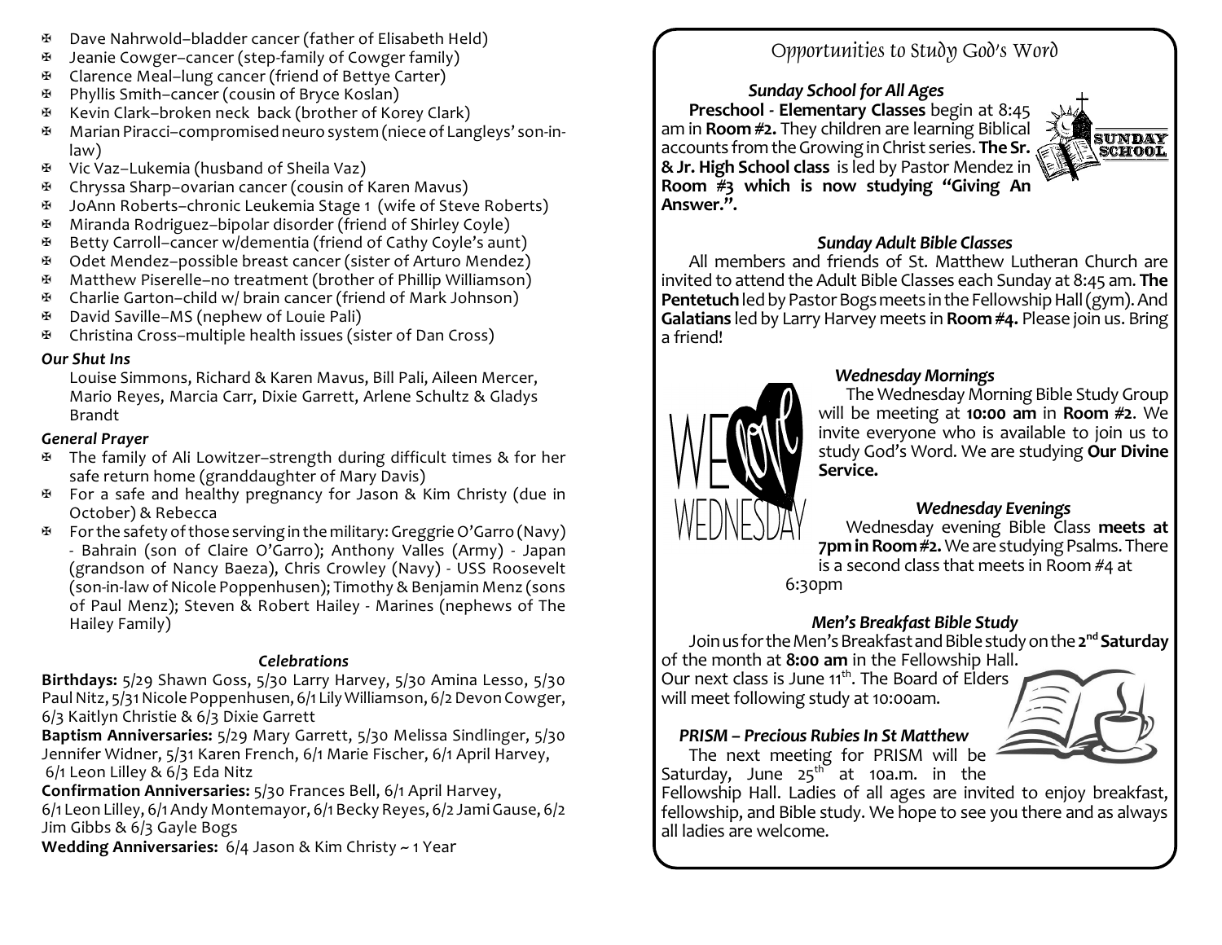- Dave Nahrwold–bladder cancer (father of Elisabeth Held)
- Jeanie Cowger–cancer (step-family of Cowger family)
- Clarence Meal–lung cancer (friend of Bettye Carter)
- Phyllis Smith–cancer (cousin of Bryce Koslan)
- Kevin Clark–broken neck back (brother of Korey Clark)
- Marian Piracci–compromised neuro system (niece of Langleys' son-in-law)
- Vic Vaz–Lukemia (husband of Sheila Vaz)
- Chryssa Sharp–ovarian cancer (cousin of Karen Mavus)
- JoAnn Roberts–chronic Leukemia Stage 1 (wife of Steve Roberts)
- Miranda Rodriguez–bipolar disorder (friend of Shirley Coyle)
- Betty Carroll–cancer w/dementia (friend of Cathy Coyle's aunt)
- Odet Mendez–possible breast cancer (sister of Arturo Mendez)
- Matthew Piserelle–no treatment (brother of Phillip Williamson)
- Charlie Garton–child w/ brain cancer (friend of Mark Johnson)
- David Saville–MS (nephew of Louie Pali)
- Christina Cross–multiple health issues (sister of Dan Cross)

### *Our Shut Ins*

Louise Simmons, Richard & Karen Mavus, Bill Pali, Aileen Mercer, Mario Reyes, Marcia Carr, Dixie Garrett, Arlene Schultz & Gladys Brandt

### *General Prayer*

- The family of Ali Lowitzer–strength during difficult times & for her safe return home (granddaughter of Mary Davis)
- For a safe and healthy pregnancy for Jason & Kim Christy (due in October) & Rebecca
- For the safety of those serving in the military: Greggrie O'Garro (Navy) - Bahrain (son of Claire O'Garro); Anthony Valles (Army) - Japan (grandson of Nancy Baeza), Chris Crowley (Navy) - USS Roosevelt (son-in-law of Nicole Poppenhusen); Timothy & Benjamin Menz (sons of Paul Menz); Steven & Robert Hailey - Marines (nephews of The Hailey Family)

### *Celebrations*

**Birthdays:** 5/29 Shawn Goss, 5/30 Larry Harvey, 5/30 Amina Lesso, 5/30 Paul Nitz, 5/31 Nicole Poppenhusen, 6/1 Lily Williamson, 6/2 Devon Cowger, 6/3 Kaitlyn Christie & 6/3 Dixie Garrett

**Baptism Anniversaries:** 5/29 Mary Garrett, 5/30 Melissa Sindlinger, 5/30 Jennifer Widner, 5/31 Karen French, 6/1 Marie Fischer, 6/1 April Harvey, 6/1 Leon Lilley & 6/3 Eda Nitz

**Confirmation Anniversaries:** 5/30 Frances Bell, 6/1 April Harvey, 6/1 Leon Lilley, 6/1 Andy Montemayor, 6/1 Becky Reyes, 6/2 Jami Gause, 6/2 Jim Gibbs & 6/3 Gayle Bogs

**Wedding Anniversaries:** 6/4 Jason & Kim Christy ~ 1 Year

## Opportunities to Study God's Word

### *Sunday School for All Ages*

**Preschool - Elementary Classes** begin at 8:45 am in **Room #2.** They children are learning Biblical accounts from the Growing in Christ series. **The Sr. & Jr. High School class** is led by Pastor Mendez in **Room #3 which is now studying "Giving An Answer.".**

### *Sunday Adult Bible Classes*

All members and friends of St. Matthew Lutheran Church are invited to attend the Adult Bible Classes each Sunday at 8:45 am. **The Pentetuch** led by Pastor Bogs meets in the Fellowship Hall (gym). And **Galatians** led by Larry Harvey meets in **Room #4.** Please join us. Bring a friend!

### *Wednesday Mornings*

The Wednesday Morning Bible Study Group will be meeting at **10:00 am** in **Room #2**. We invite everyone who is available to join us to study God's Word. We are studying **Our Divine Service.**

### *Wednesday Evenings*

Wednesday evening Bible Class **meets at 7pm in Room #2.** We are studying Psalms. There is a second class that meets in Room #4 at 6:30pm

### *Men's Breakfast Bible Study*

Join us for the Men's Breakfast and Bible study on the **2nd Saturday** of the month at **8:00 am** in the Fellowship Hall. Our next class is June 11th. The Board of Elders will meet following study at 10:00am.

### *PRISM – Precious Rubies In St Matthew*

The next meeting for PRISM will be Saturday, June 25th at 10a.m. in the Fellowship Hall. Ladies of all ages are invited to enjoy breakfast, fellowship, and Bible study. We hope to see you there and as always all ladies are welcome.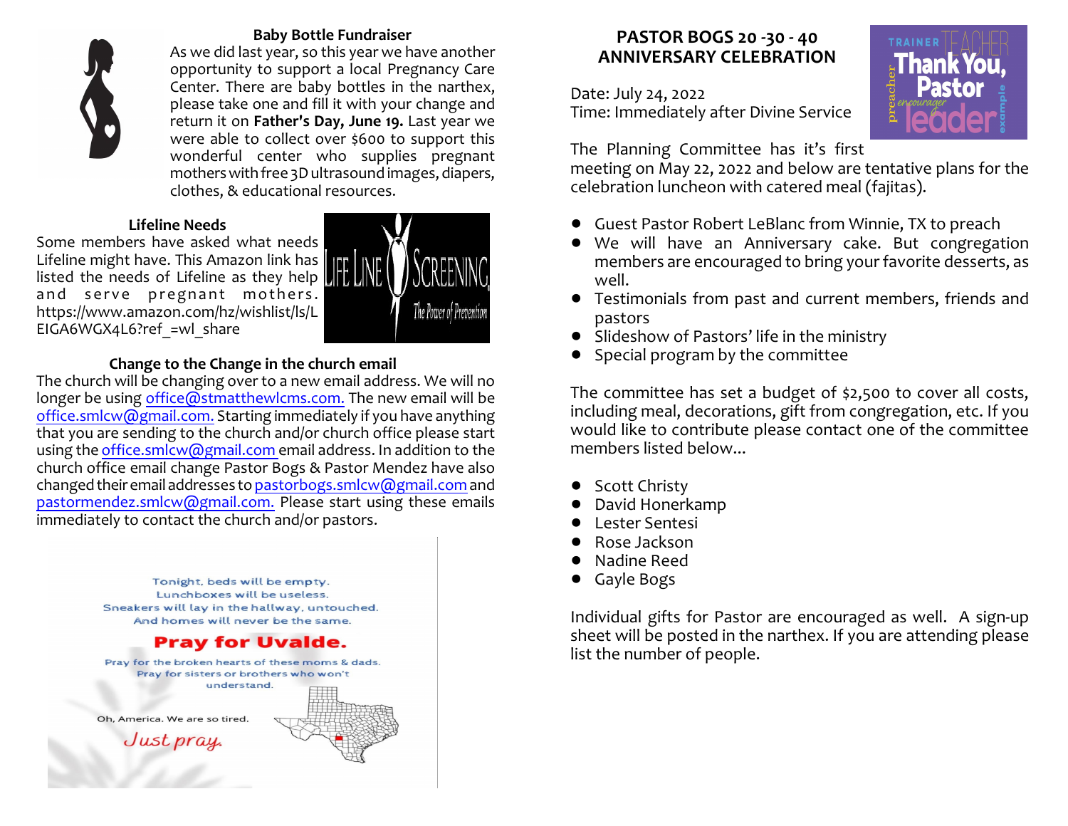### Baby Bottle Fundraiser

As we did last year, so this year we have another opportunity to support a local Pregnancy Care Center. There are baby bottles in the narthex, please take one and fill it with your change and return it on **Father's Day, June 19.** Last year we were able to collect over $600 to support this wonderful center who supplies pregnant mothers with free 3D ultrasound images, diapers, clothes, & educational resources.

### Lifeline Needs

Some members have asked what needs Lifeline might have. This Amazon link has listed the needs of Lifeline as they help and serve pregnant mothers. https://www.amazon.com/hz/wishlist/ls/LEIGA6WGX4L6?ref_=wl_share

### Change to the Change in the church email

The church will be changing over to a new email address. We will no longer be using office@stmatthewlcms.com. The new email will be office.smlcw@gmail.com. Starting immediately if you have anything that you are sending to the church and/or church office please start using the office.smlcw@gmail.com email address. In addition to the church office email change Pastor Bogs & Pastor Mendez have also changed their email addresses to pastorbogs.smlcw@gmail.com and pastormendez.smlcw@gmail.com. Please start using these emails immediately to contact the church and/or pastors.

Tonight, beds will be empty.
Lunchboxes will be useless.
Sneakers will lay in the hallway, untouched.
And homes will never be the same.

**Pray for Uvalde.**

Pray for the broken hearts of these moms & dads.
Pray for sisters or brothers who won't understand.

Oh, America. We are so tired.

*Just pray.*

## PASTOR BOGS 20 -30 - 40 ANNIVERSARY CELEBRATION

Date: July 24, 2022
Time: Immediately after Divine Service

The Planning Committee has it's first meeting on May 22, 2022 and below are tentative plans for the celebration luncheon with catered meal (fajitas).

- Guest Pastor Robert LeBlanc from Winnie, TX to preach
- We will have an Anniversary cake. But congregation members are encouraged to bring your favorite desserts, as well.
- Testimonials from past and current members, friends and pastors
- Slideshow of Pastors' life in the ministry
- Special program by the committee

The committee has set a budget of $2,500 to cover all costs, including meal, decorations, gift from congregation, etc. If you would like to contribute please contact one of the committee members listed below...

- Scott Christy
- David Honerkamp
- Lester Sentesi
- Rose Jackson
- Nadine Reed
- Gayle Bogs

Individual gifts for Pastor are encouraged as well. A sign-up sheet will be posted in the narthex. If you are attending please list the number of people.